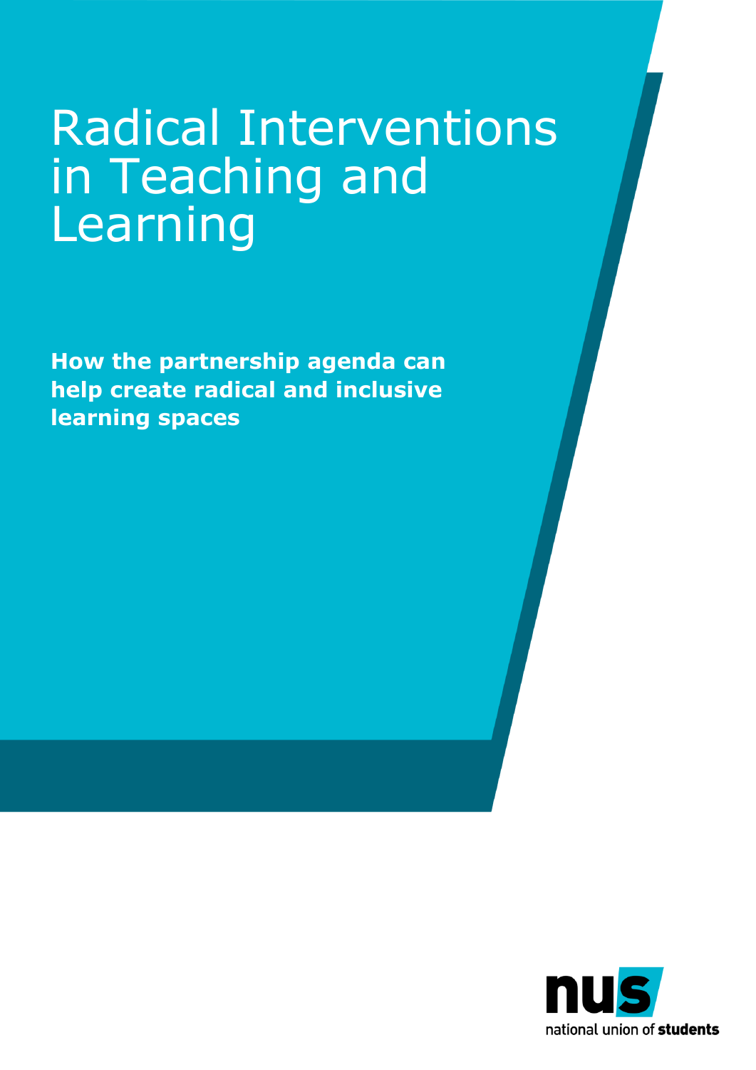# Radical Interventions in Teaching and Learning

**How the partnership agenda can help create radical and inclusive learning spaces**

nus

national union of **students**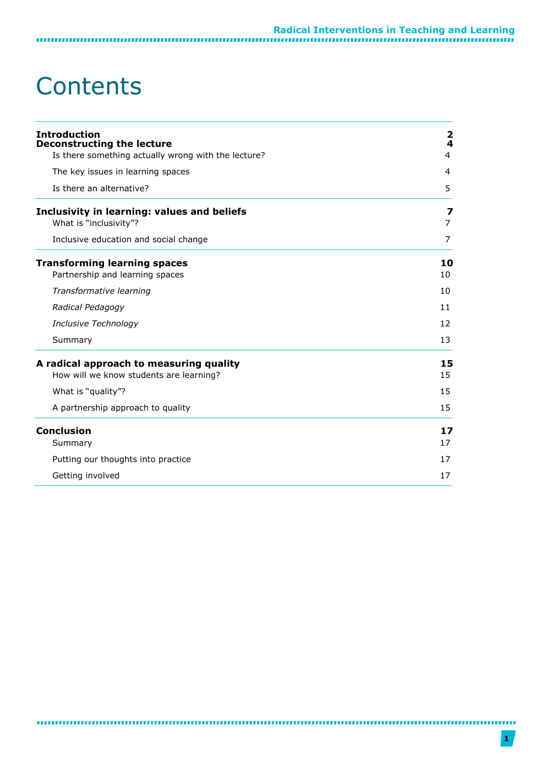# Contents

| | |
|---|---|
| **Introduction** | **2** |
| **Deconstructing the lecture** | **4** |
| Is there something actually wrong with the lecture? | 4 |
| The key issues in learning spaces | 4 |
| Is there an alternative? | 5 |
| **Inclusivity in learning: values and beliefs** | **7** |
| What is "inclusivity"? | 7 |
| Inclusive education and social change | 7 |
| **Transforming learning spaces** | **10** |
| Partnership and learning spaces | 10 |
| *Transformative learning* | 10 |
| *Radical Pedagogy* | 11 |
| *Inclusive Technology* | 12 |
| Summary | 13 |
| **A radical approach to measuring quality** | **15** |
| How will we know students are learning? | 15 |
| What is "quality"? | 15 |
| A partnership approach to quality | 15 |
| **Conclusion** | **17** |
| Summary | 17 |
| Putting our thoughts into practice | 17 |
| Getting involved | 17 |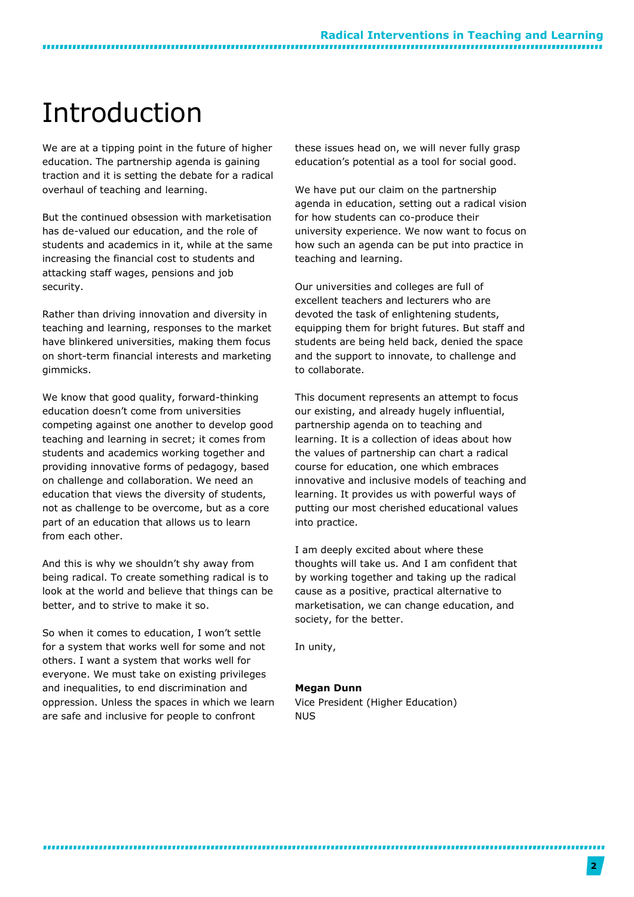# Introduction

We are at a tipping point in the future of higher education. The partnership agenda is gaining traction and it is setting the debate for a radical overhaul of teaching and learning.

But the continued obsession with marketisation has de-valued our education, and the role of students and academics in it, while at the same increasing the financial cost to students and attacking staff wages, pensions and job security.

Rather than driving innovation and diversity in teaching and learning, responses to the market have blinkered universities, making them focus on short-term financial interests and marketing gimmicks.

We know that good quality, forward-thinking education doesn't come from universities competing against one another to develop good teaching and learning in secret; it comes from students and academics working together and providing innovative forms of pedagogy, based on challenge and collaboration. We need an education that views the diversity of students, not as challenge to be overcome, but as a core part of an education that allows us to learn from each other.

And this is why we shouldn't shy away from being radical. To create something radical is to look at the world and believe that things can be better, and to strive to make it so.

So when it comes to education, I won't settle for a system that works well for some and not others. I want a system that works well for everyone. We must take on existing privileges and inequalities, to end discrimination and oppression. Unless the spaces in which we learn are safe and inclusive for people to confront these issues head on, we will never fully grasp education's potential as a tool for social good.

We have put our claim on the partnership agenda in education, setting out a radical vision for how students can co-produce their university experience. We now want to focus on how such an agenda can be put into practice in teaching and learning.

Our universities and colleges are full of excellent teachers and lecturers who are devoted the task of enlightening students, equipping them for bright futures. But staff and students are being held back, denied the space and the support to innovate, to challenge and to collaborate.

This document represents an attempt to focus our existing, and already hugely influential, partnership agenda on to teaching and learning. It is a collection of ideas about how the values of partnership can chart a radical course for education, one which embraces innovative and inclusive models of teaching and learning. It provides us with powerful ways of putting our most cherished educational values into practice.

I am deeply excited about where these thoughts will take us. And I am confident that by working together and taking up the radical cause as a positive, practical alternative to marketisation, we can change education, and society, for the better.

In unity,

**Megan Dunn**
Vice President (Higher Education)
NUS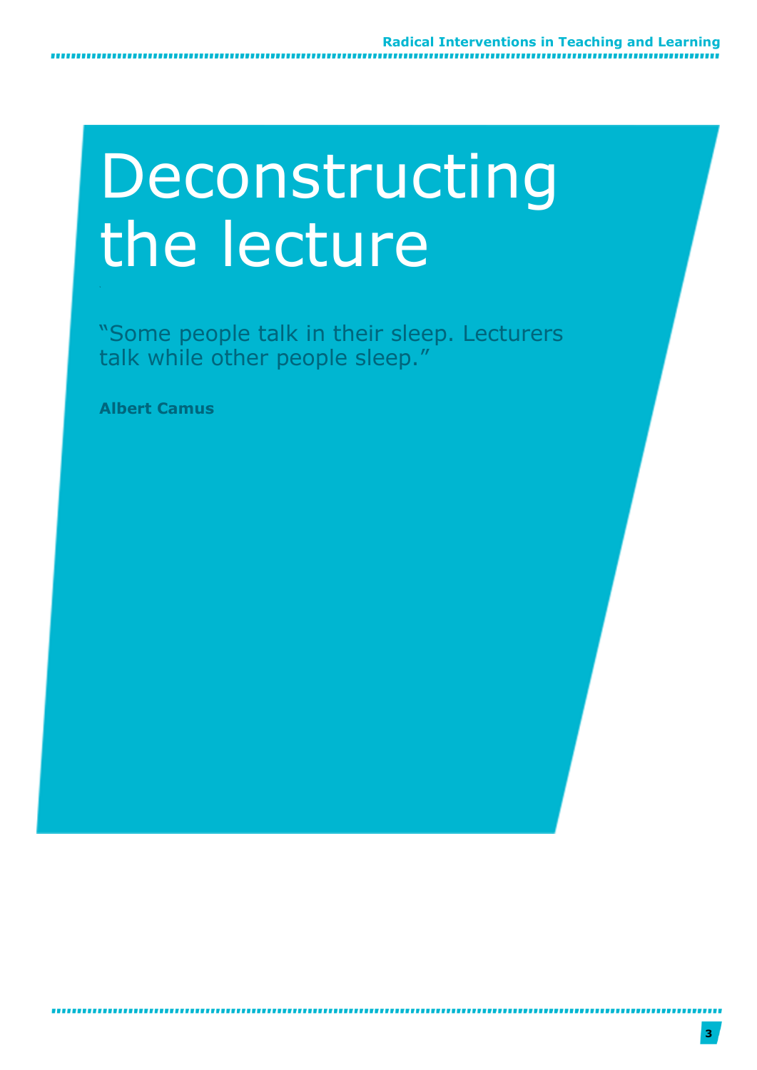# Deconstructing the lecture

"Some people talk in their sleep. Lecturers talk while other people sleep."

**Albert Camus**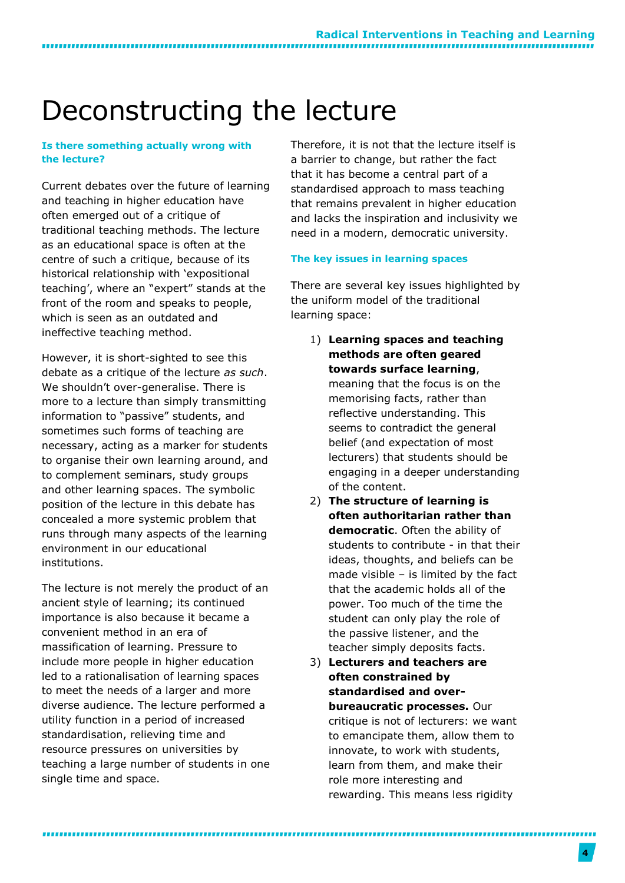# Deconstructing the lecture

### Is there something actually wrong with the lecture?

Current debates over the future of learning and teaching in higher education have often emerged out of a critique of traditional teaching methods. The lecture as an educational space is often at the centre of such a critique, because of its historical relationship with 'expositional teaching', where an "expert" stands at the front of the room and speaks to people, which is seen as an outdated and ineffective teaching method.

However, it is short-sighted to see this debate as a critique of the lecture *as such*. We shouldn't over-generalise. There is more to a lecture than simply transmitting information to "passive" students, and sometimes such forms of teaching are necessary, acting as a marker for students to organise their own learning around, and to complement seminars, study groups and other learning spaces. The symbolic position of the lecture in this debate has concealed a more systemic problem that runs through many aspects of the learning environment in our educational institutions.

The lecture is not merely the product of an ancient style of learning; its continued importance is also because it became a convenient method in an era of massification of learning. Pressure to include more people in higher education led to a rationalisation of learning spaces to meet the needs of a larger and more diverse audience. The lecture performed a utility function in a period of increased standardisation, relieving time and resource pressures on universities by teaching a large number of students in one single time and space.

Therefore, it is not that the lecture itself is a barrier to change, but rather the fact that it has become a central part of a standardised approach to mass teaching that remains prevalent in higher education and lacks the inspiration and inclusivity we need in a modern, democratic university.

### The key issues in learning spaces

There are several key issues highlighted by the uniform model of the traditional learning space:

1) **Learning spaces and teaching methods are often geared towards surface learning**, meaning that the focus is on the memorising facts, rather than reflective understanding. This seems to contradict the general belief (and expectation of most lecturers) that students should be engaging in a deeper understanding of the content.
2) **The structure of learning is often authoritarian rather than democratic**. Often the ability of students to contribute - in that their ideas, thoughts, and beliefs can be made visible – is limited by the fact that the academic holds all of the power. Too much of the time the student can only play the role of the passive listener, and the teacher simply deposits facts.
3) **Lecturers and teachers are often constrained by standardised and over-bureaucratic processes.** Our critique is not of lecturers: we want to emancipate them, allow them to innovate, to work with students, learn from them, and make their role more interesting and rewarding. This means less rigidity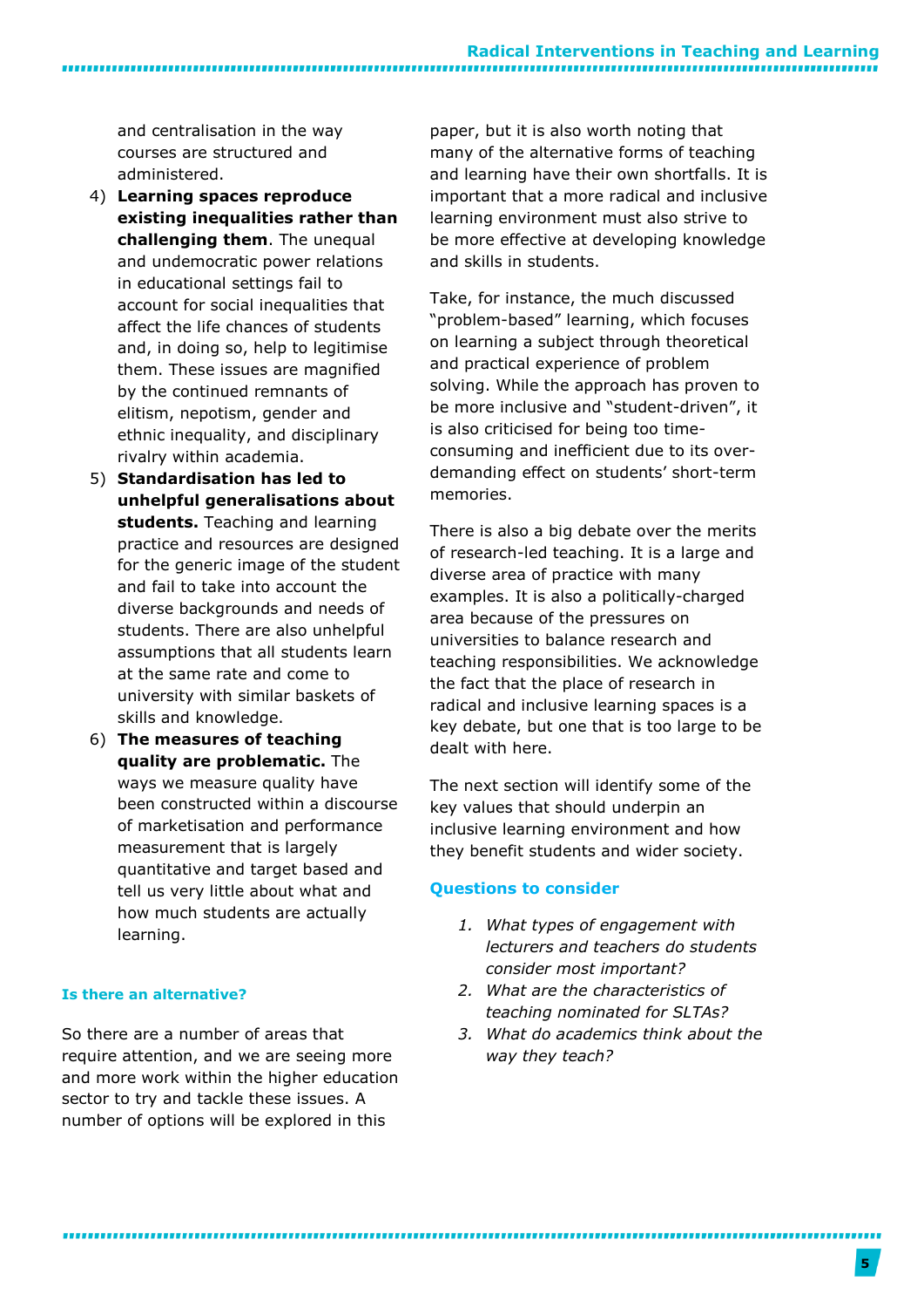and centralisation in the way courses are structured and administered.

4) **Learning spaces reproduce existing inequalities rather than challenging them**. The unequal and undemocratic power relations in educational settings fail to account for social inequalities that affect the life chances of students and, in doing so, help to legitimise them. These issues are magnified by the continued remnants of elitism, nepotism, gender and ethnic inequality, and disciplinary rivalry within academia.
5) **Standardisation has led to unhelpful generalisations about students.** Teaching and learning practice and resources are designed for the generic image of the student and fail to take into account the diverse backgrounds and needs of students. There are also unhelpful assumptions that all students learn at the same rate and come to university with similar baskets of skills and knowledge.
6) **The measures of teaching quality are problematic.** The ways we measure quality have been constructed within a discourse of marketisation and performance measurement that is largely quantitative and target based and tell us very little about what and how much students are actually learning.

### Is there an alternative?

So there are a number of areas that require attention, and we are seeing more and more work within the higher education sector to try and tackle these issues. A number of options will be explored in this paper, but it is also worth noting that many of the alternative forms of teaching and learning have their own shortfalls. It is important that a more radical and inclusive learning environment must also strive to be more effective at developing knowledge and skills in students.

Take, for instance, the much discussed "problem-based" learning, which focuses on learning a subject through theoretical and practical experience of problem solving. While the approach has proven to be more inclusive and "student-driven", it is also criticised for being too time-consuming and inefficient due to its over-demanding effect on students' short-term memories.

There is also a big debate over the merits of research-led teaching. It is a large and diverse area of practice with many examples. It is also a politically-charged area because of the pressures on universities to balance research and teaching responsibilities. We acknowledge the fact that the place of research in radical and inclusive learning spaces is a key debate, but one that is too large to be dealt with here.

The next section will identify some of the key values that should underpin an inclusive learning environment and how they benefit students and wider society.

### Questions to consider

1. *What types of engagement with lecturers and teachers do students consider most important?*
2. *What are the characteristics of teaching nominated for SLTAs?*
3. *What do academics think about the way they teach?*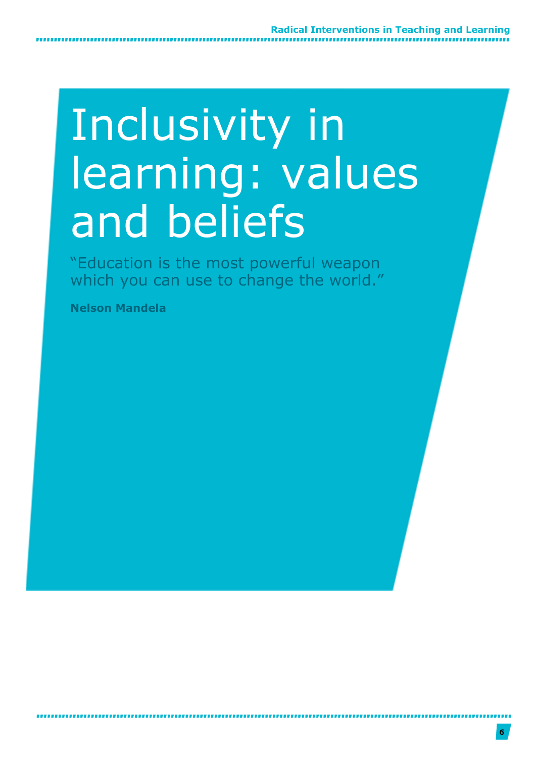# Inclusivity in learning: values and beliefs

"Education is the most powerful weapon which you can use to change the world."

**Nelson Mandela**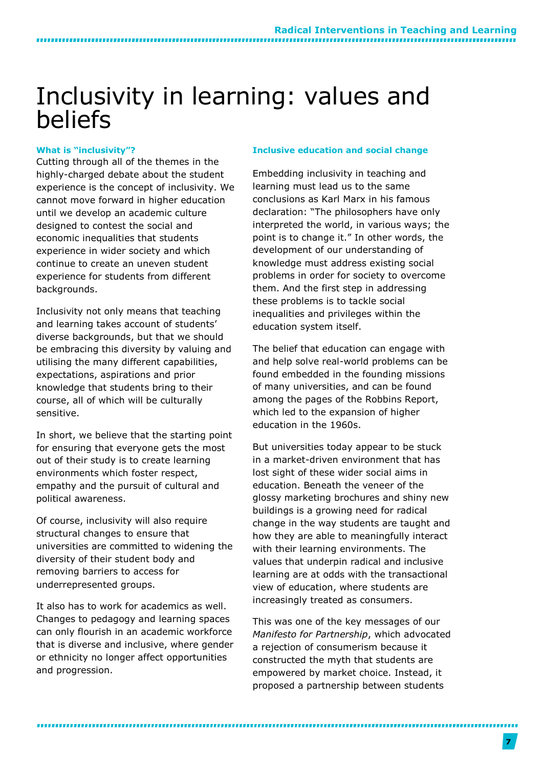# Inclusivity in learning: values and beliefs

### What is "inclusivity"?

Cutting through all of the themes in the highly-charged debate about the student experience is the concept of inclusivity. We cannot move forward in higher education until we develop an academic culture designed to contest the social and economic inequalities that students experience in wider society and which continue to create an uneven student experience for students from different backgrounds.

Inclusivity not only means that teaching and learning takes account of students' diverse backgrounds, but that we should be embracing this diversity by valuing and utilising the many different capabilities, expectations, aspirations and prior knowledge that students bring to their course, all of which will be culturally sensitive.

In short, we believe that the starting point for ensuring that everyone gets the most out of their study is to create learning environments which foster respect, empathy and the pursuit of cultural and political awareness.

Of course, inclusivity will also require structural changes to ensure that universities are committed to widening the diversity of their student body and removing barriers to access for underrepresented groups.

It also has to work for academics as well. Changes to pedagogy and learning spaces can only flourish in an academic workforce that is diverse and inclusive, where gender or ethnicity no longer affect opportunities and progression.

### Inclusive education and social change

Embedding inclusivity in teaching and learning must lead us to the same conclusions as Karl Marx in his famous declaration: "The philosophers have only interpreted the world, in various ways; the point is to change it." In other words, the development of our understanding of knowledge must address existing social problems in order for society to overcome them. And the first step in addressing these problems is to tackle social inequalities and privileges within the education system itself.

The belief that education can engage with and help solve real-world problems can be found embedded in the founding missions of many universities, and can be found among the pages of the Robbins Report, which led to the expansion of higher education in the 1960s.

But universities today appear to be stuck in a market-driven environment that has lost sight of these wider social aims in education. Beneath the veneer of the glossy marketing brochures and shiny new buildings is a growing need for radical change in the way students are taught and how they are able to meaningfully interact with their learning environments. The values that underpin radical and inclusive learning are at odds with the transactional view of education, where students are increasingly treated as consumers.

This was one of the key messages of our *Manifesto for Partnership*, which advocated a rejection of consumerism because it constructed the myth that students are empowered by market choice. Instead, it proposed a partnership between students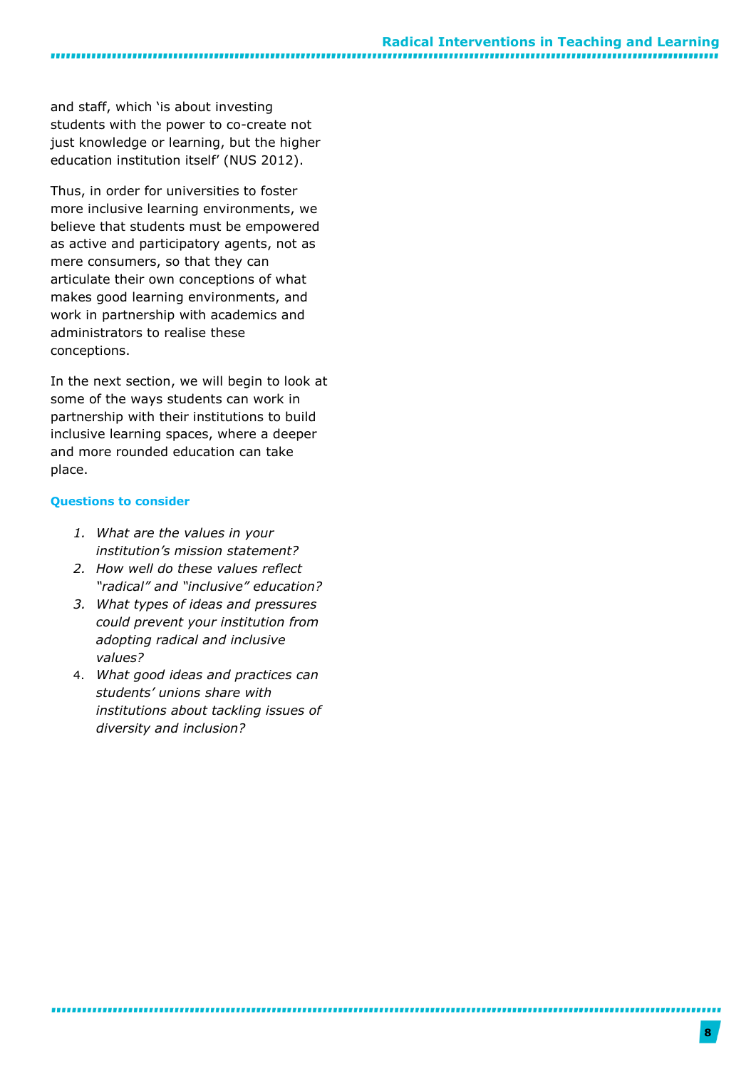and staff, which 'is about investing students with the power to co-create not just knowledge or learning, but the higher education institution itself' (NUS 2012).

Thus, in order for universities to foster more inclusive learning environments, we believe that students must be empowered as active and participatory agents, not as mere consumers, so that they can articulate their own conceptions of what makes good learning environments, and work in partnership with academics and administrators to realise these conceptions.

In the next section, we will begin to look at some of the ways students can work in partnership with their institutions to build inclusive learning spaces, where a deeper and more rounded education can take place.

#### Questions to consider

1. *What are the values in your institution's mission statement?*
2. *How well do these values reflect "radical" and "inclusive" education?*
3. *What types of ideas and pressures could prevent your institution from adopting radical and inclusive values?*
4. *What good ideas and practices can students' unions share with institutions about tackling issues of diversity and inclusion?*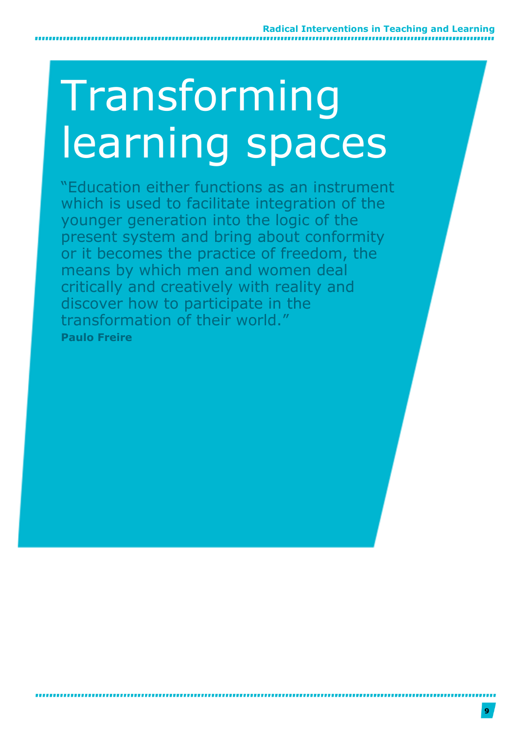# Transforming learning spaces

"Education either functions as an instrument which is used to facilitate integration of the younger generation into the logic of the present system and bring about conformity or it becomes the practice of freedom, the means by which men and women deal critically and creatively with reality and discover how to participate in the transformation of their world."

**Paulo Freire**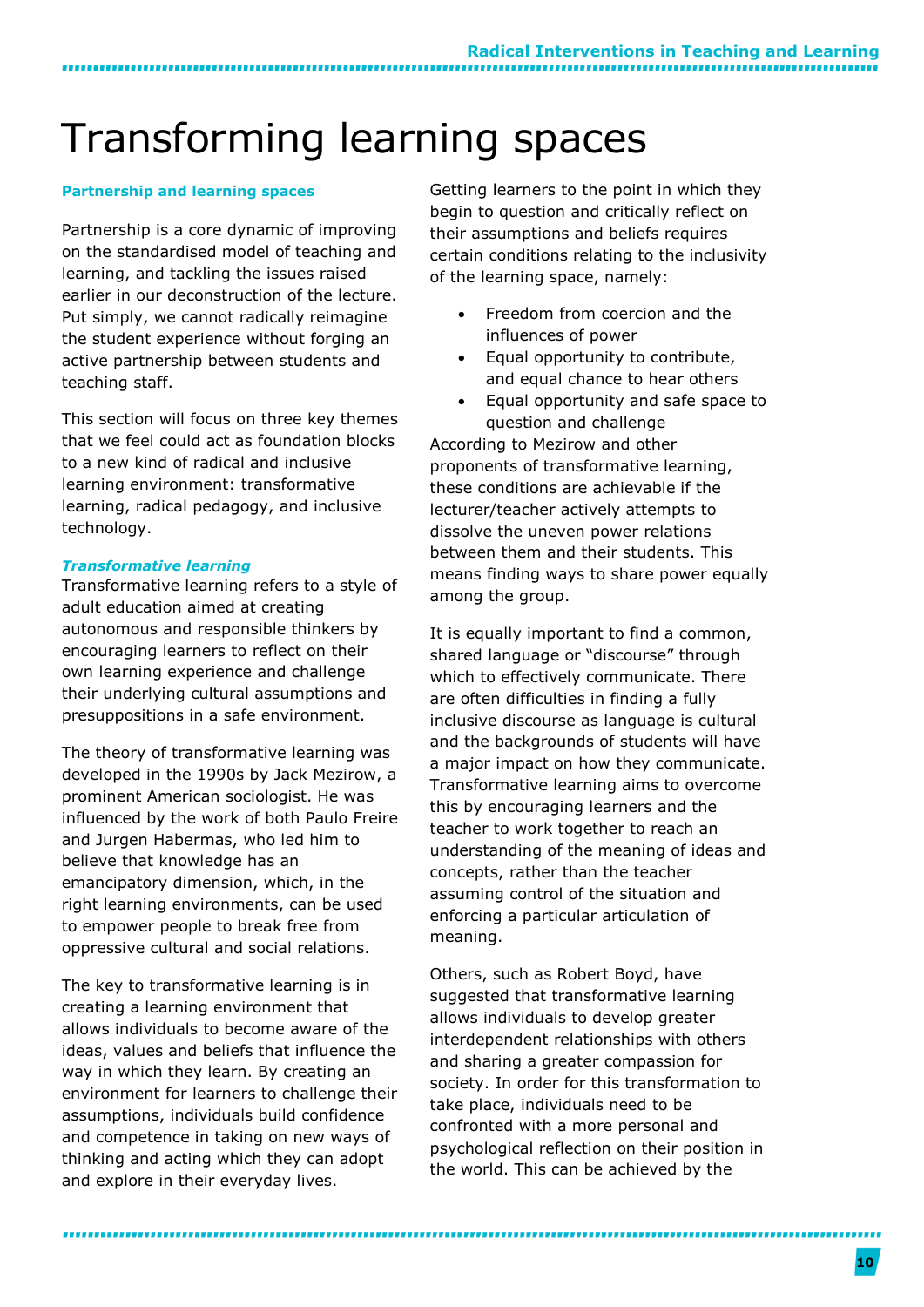# Transforming learning spaces

**Partnership and learning spaces**

Partnership is a core dynamic of improving on the standardised model of teaching and learning, and tackling the issues raised earlier in our deconstruction of the lecture. Put simply, we cannot radically reimagine the student experience without forging an active partnership between students and teaching staff.

This section will focus on three key themes that we feel could act as foundation blocks to a new kind of radical and inclusive learning environment: transformative learning, radical pedagogy, and inclusive technology.

***Transformative learning***

Transformative learning refers to a style of adult education aimed at creating autonomous and responsible thinkers by encouraging learners to reflect on their own learning experience and challenge their underlying cultural assumptions and presuppositions in a safe environment.

The theory of transformative learning was developed in the 1990s by Jack Mezirow, a prominent American sociologist. He was influenced by the work of both Paulo Freire and Jurgen Habermas, who led him to believe that knowledge has an emancipatory dimension, which, in the right learning environments, can be used to empower people to break free from oppressive cultural and social relations.

The key to transformative learning is in creating a learning environment that allows individuals to become aware of the ideas, values and beliefs that influence the way in which they learn. By creating an environment for learners to challenge their assumptions, individuals build confidence and competence in taking on new ways of thinking and acting which they can adopt and explore in their everyday lives.

Getting learners to the point in which they begin to question and critically reflect on their assumptions and beliefs requires certain conditions relating to the inclusivity of the learning space, namely:

- Freedom from coercion and the influences of power
- Equal opportunity to contribute, and equal chance to hear others
- Equal opportunity and safe space to question and challenge

According to Mezirow and other proponents of transformative learning, these conditions are achievable if the lecturer/teacher actively attempts to dissolve the uneven power relations between them and their students. This means finding ways to share power equally among the group.

It is equally important to find a common, shared language or "discourse" through which to effectively communicate. There are often difficulties in finding a fully inclusive discourse as language is cultural and the backgrounds of students will have a major impact on how they communicate. Transformative learning aims to overcome this by encouraging learners and the teacher to work together to reach an understanding of the meaning of ideas and concepts, rather than the teacher assuming control of the situation and enforcing a particular articulation of meaning.

Others, such as Robert Boyd, have suggested that transformative learning allows individuals to develop greater interdependent relationships with others and sharing a greater compassion for society. In order for this transformation to take place, individuals need to be confronted with a more personal and psychological reflection on their position in the world. This can be achieved by the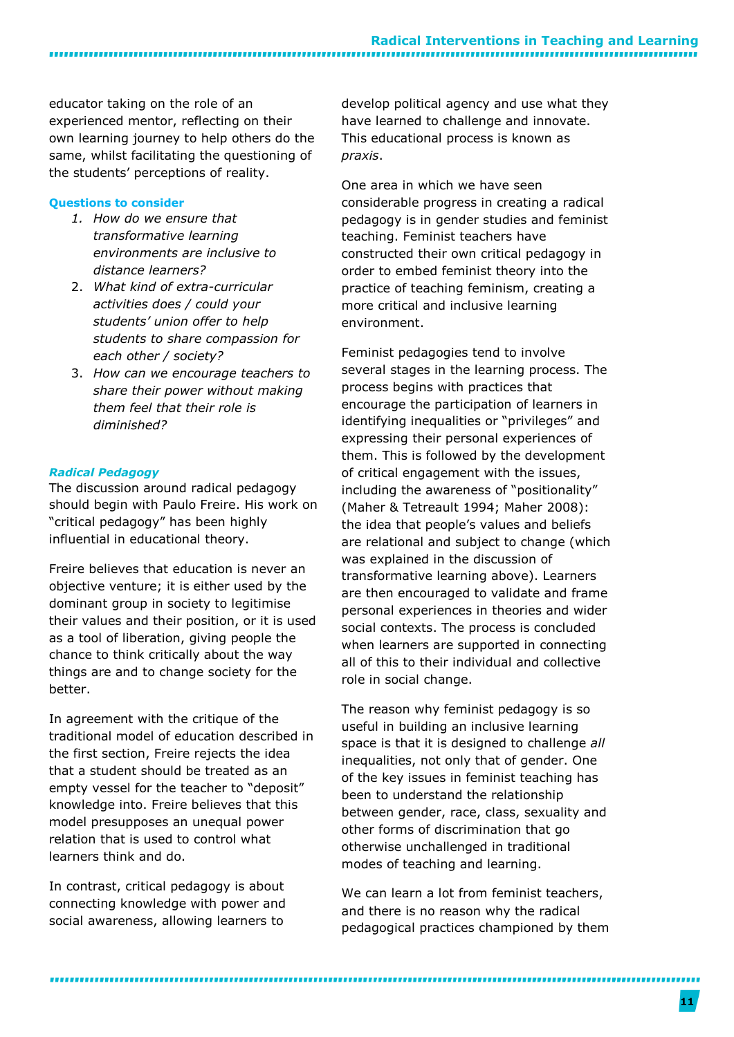educator taking on the role of an experienced mentor, reflecting on their own learning journey to help others do the same, whilst facilitating the questioning of the students' perceptions of reality.

**Questions to consider**

1. *How do we ensure that transformative learning environments are inclusive to distance learners?*
2. *What kind of extra-curricular activities does / could your students' union offer to help students to share compassion for each other / society?*
3. *How can we encourage teachers to share their power without making them feel that their role is diminished?*

***Radical Pedagogy***

The discussion around radical pedagogy should begin with Paulo Freire. His work on "critical pedagogy" has been highly influential in educational theory.

Freire believes that education is never an objective venture; it is either used by the dominant group in society to legitimise their values and their position, or it is used as a tool of liberation, giving people the chance to think critically about the way things are and to change society for the better.

In agreement with the critique of the traditional model of education described in the first section, Freire rejects the idea that a student should be treated as an empty vessel for the teacher to "deposit" knowledge into. Freire believes that this model presupposes an unequal power relation that is used to control what learners think and do.

In contrast, critical pedagogy is about connecting knowledge with power and social awareness, allowing learners to develop political agency and use what they have learned to challenge and innovate. This educational process is known as *praxis*.

One area in which we have seen considerable progress in creating a radical pedagogy is in gender studies and feminist teaching. Feminist teachers have constructed their own critical pedagogy in order to embed feminist theory into the practice of teaching feminism, creating a more critical and inclusive learning environment.

Feminist pedagogies tend to involve several stages in the learning process. The process begins with practices that encourage the participation of learners in identifying inequalities or "privileges" and expressing their personal experiences of them. This is followed by the development of critical engagement with the issues, including the awareness of "positionality" (Maher & Tetreault 1994; Maher 2008): the idea that people's values and beliefs are relational and subject to change (which was explained in the discussion of transformative learning above). Learners are then encouraged to validate and frame personal experiences in theories and wider social contexts. The process is concluded when learners are supported in connecting all of this to their individual and collective role in social change.

The reason why feminist pedagogy is so useful in building an inclusive learning space is that it is designed to challenge *all* inequalities, not only that of gender. One of the key issues in feminist teaching has been to understand the relationship between gender, race, class, sexuality and other forms of discrimination that go otherwise unchallenged in traditional modes of teaching and learning.

We can learn a lot from feminist teachers, and there is no reason why the radical pedagogical practices championed by them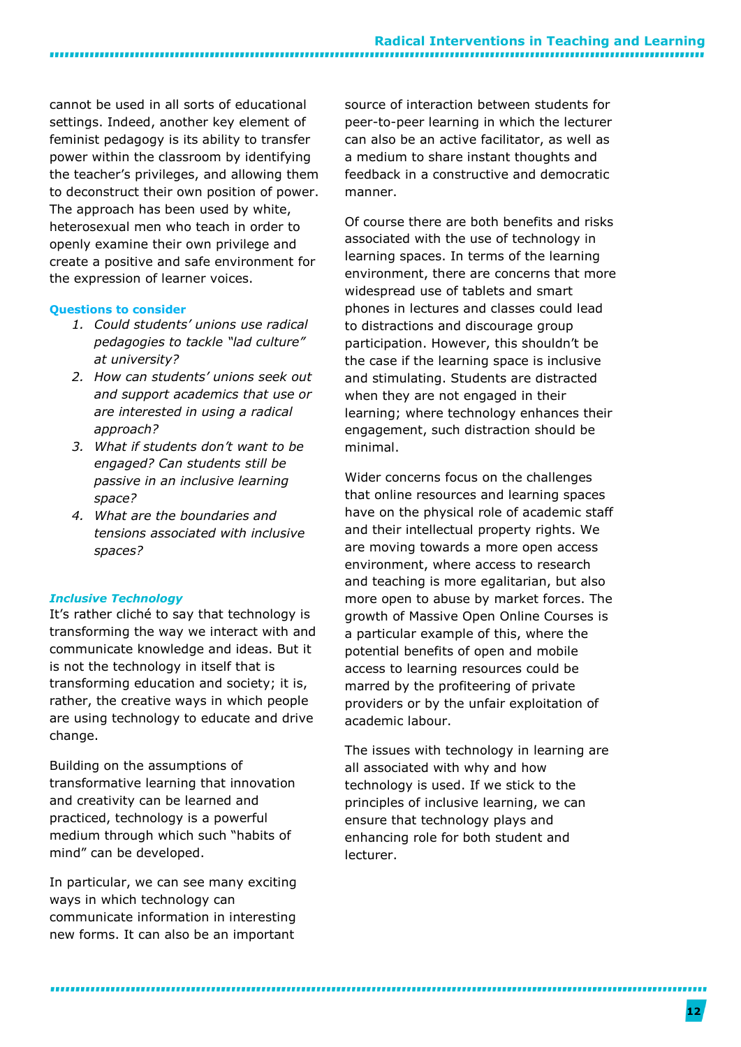cannot be used in all sorts of educational settings. Indeed, another key element of feminist pedagogy is its ability to transfer power within the classroom by identifying the teacher's privileges, and allowing them to deconstruct their own position of power. The approach has been used by white, heterosexual men who teach in order to openly examine their own privilege and create a positive and safe environment for the expression of learner voices.

**Questions to consider**

1. *Could students' unions use radical pedagogies to tackle "lad culture" at university?*
2. *How can students' unions seek out and support academics that use or are interested in using a radical approach?*
3. *What if students don't want to be engaged? Can students still be passive in an inclusive learning space?*
4. *What are the boundaries and tensions associated with inclusive spaces?*

***Inclusive Technology***

It's rather cliché to say that technology is transforming the way we interact with and communicate knowledge and ideas. But it is not the technology in itself that is transforming education and society; it is, rather, the creative ways in which people are using technology to educate and drive change.

Building on the assumptions of transformative learning that innovation and creativity can be learned and practiced, technology is a powerful medium through which such "habits of mind" can be developed.

In particular, we can see many exciting ways in which technology can communicate information in interesting new forms. It can also be an important source of interaction between students for peer-to-peer learning in which the lecturer can also be an active facilitator, as well as a medium to share instant thoughts and feedback in a constructive and democratic manner.

Of course there are both benefits and risks associated with the use of technology in learning spaces. In terms of the learning environment, there are concerns that more widespread use of tablets and smart phones in lectures and classes could lead to distractions and discourage group participation. However, this shouldn't be the case if the learning space is inclusive and stimulating. Students are distracted when they are not engaged in their learning; where technology enhances their engagement, such distraction should be minimal.

Wider concerns focus on the challenges that online resources and learning spaces have on the physical role of academic staff and their intellectual property rights. We are moving towards a more open access environment, where access to research and teaching is more egalitarian, but also more open to abuse by market forces. The growth of Massive Open Online Courses is a particular example of this, where the potential benefits of open and mobile access to learning resources could be marred by the profiteering of private providers or by the unfair exploitation of academic labour.

The issues with technology in learning are all associated with why and how technology is used. If we stick to the principles of inclusive learning, we can ensure that technology plays and enhancing role for both student and lecturer.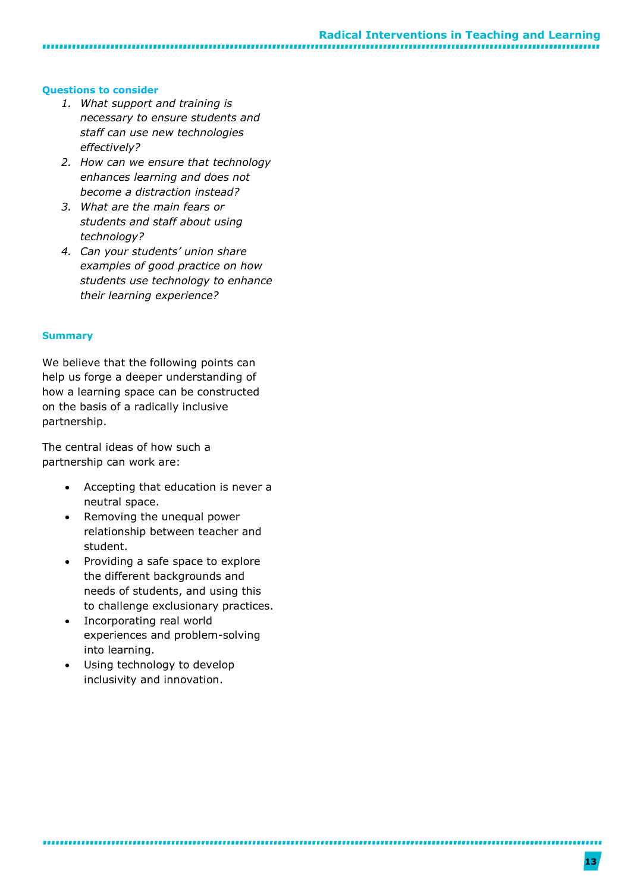### Questions to consider

1. *What support and training is necessary to ensure students and staff can use new technologies effectively?*
2. *How can we ensure that technology enhances learning and does not become a distraction instead?*
3. *What are the main fears or students and staff about using technology?*
4. *Can your students' union share examples of good practice on how students use technology to enhance their learning experience?*

### Summary

We believe that the following points can help us forge a deeper understanding of how a learning space can be constructed on the basis of a radically inclusive partnership.

The central ideas of how such a partnership can work are:

- Accepting that education is never a neutral space.
- Removing the unequal power relationship between teacher and student.
- Providing a safe space to explore the different backgrounds and needs of students, and using this to challenge exclusionary practices.
- Incorporating real world experiences and problem-solving into learning.
- Using technology to develop inclusivity and innovation.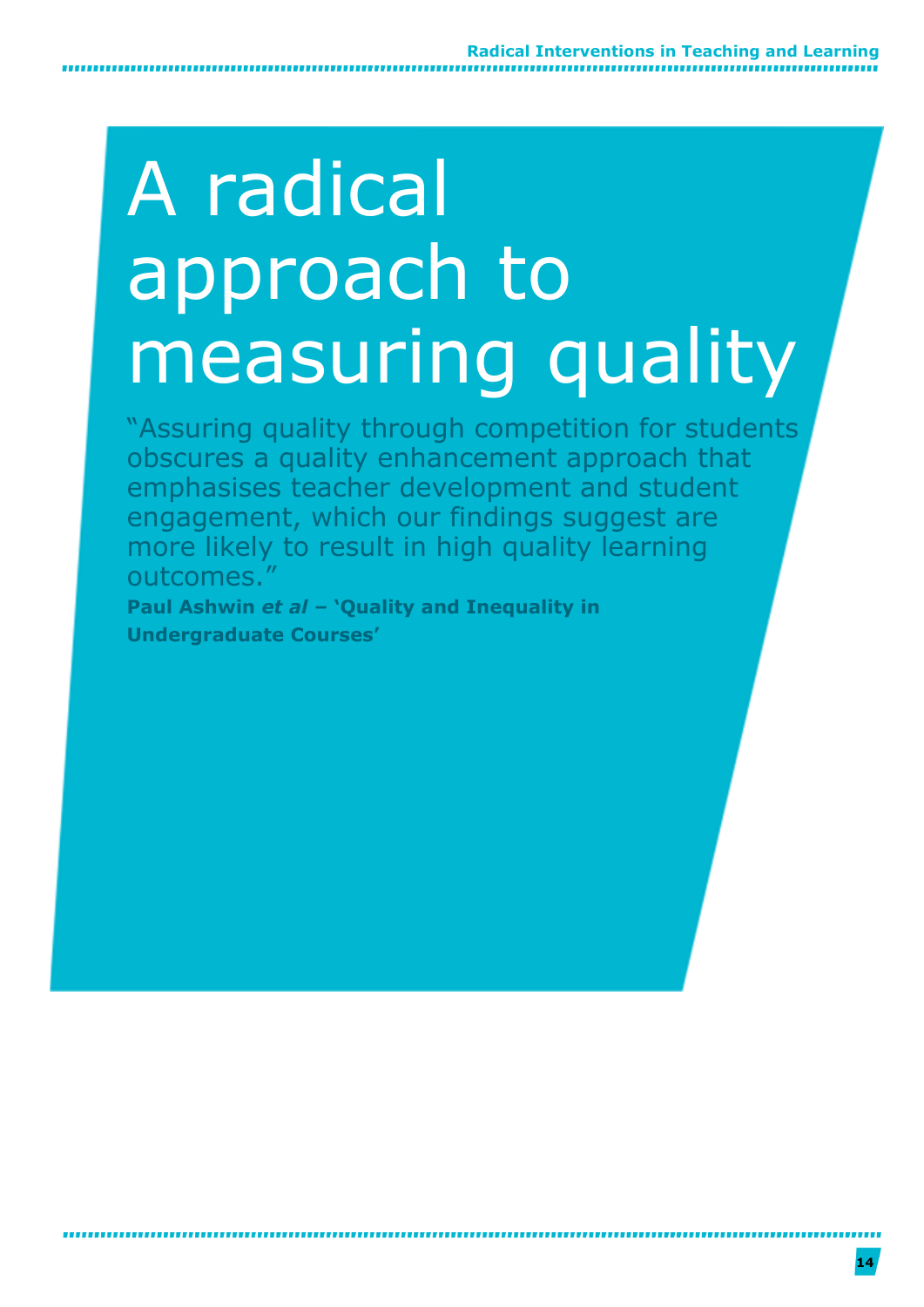# A radical approach to measuring quality

"Assuring quality through competition for students obscures a quality enhancement approach that emphasises teacher development and student engagement, which our findings suggest are more likely to result in high quality learning outcomes."

**Paul Ashwin *et al* – 'Quality and Inequality in Undergraduate Courses'**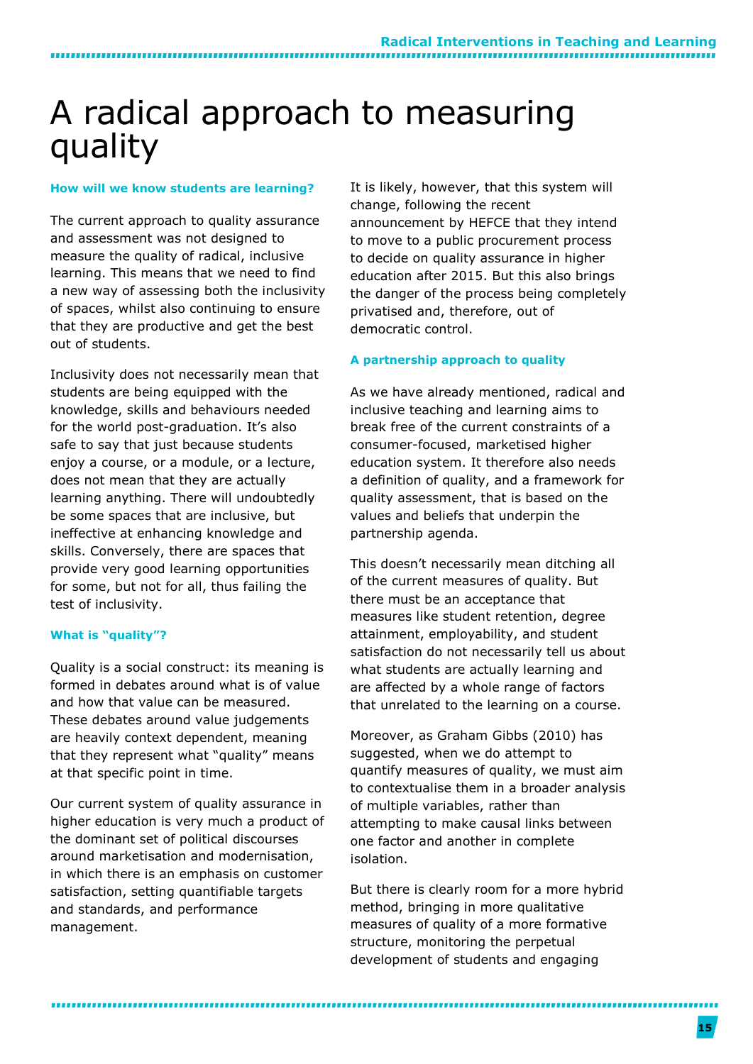# A radical approach to measuring quality

### How will we know students are learning?

The current approach to quality assurance and assessment was not designed to measure the quality of radical, inclusive learning. This means that we need to find a new way of assessing both the inclusivity of spaces, whilst also continuing to ensure that they are productive and get the best out of students.

Inclusivity does not necessarily mean that students are being equipped with the knowledge, skills and behaviours needed for the world post-graduation. It's also safe to say that just because students enjoy a course, or a module, or a lecture, does not mean that they are actually learning anything. There will undoubtedly be some spaces that are inclusive, but ineffective at enhancing knowledge and skills. Conversely, there are spaces that provide very good learning opportunities for some, but not for all, thus failing the test of inclusivity.

### What is "quality"?

Quality is a social construct: its meaning is formed in debates around what is of value and how that value can be measured. These debates around value judgements are heavily context dependent, meaning that they represent what "quality" means at that specific point in time.

Our current system of quality assurance in higher education is very much a product of the dominant set of political discourses around marketisation and modernisation, in which there is an emphasis on customer satisfaction, setting quantifiable targets and standards, and performance management.

It is likely, however, that this system will change, following the recent announcement by HEFCE that they intend to move to a public procurement process to decide on quality assurance in higher education after 2015. But this also brings the danger of the process being completely privatised and, therefore, out of democratic control.

### A partnership approach to quality

As we have already mentioned, radical and inclusive teaching and learning aims to break free of the current constraints of a consumer-focused, marketised higher education system. It therefore also needs a definition of quality, and a framework for quality assessment, that is based on the values and beliefs that underpin the partnership agenda.

This doesn't necessarily mean ditching all of the current measures of quality. But there must be an acceptance that measures like student retention, degree attainment, employability, and student satisfaction do not necessarily tell us about what students are actually learning and are affected by a whole range of factors that unrelated to the learning on a course.

Moreover, as Graham Gibbs (2010) has suggested, when we do attempt to quantify measures of quality, we must aim to contextualise them in a broader analysis of multiple variables, rather than attempting to make causal links between one factor and another in complete isolation.

But there is clearly room for a more hybrid method, bringing in more qualitative measures of quality of a more formative structure, monitoring the perpetual development of students and engaging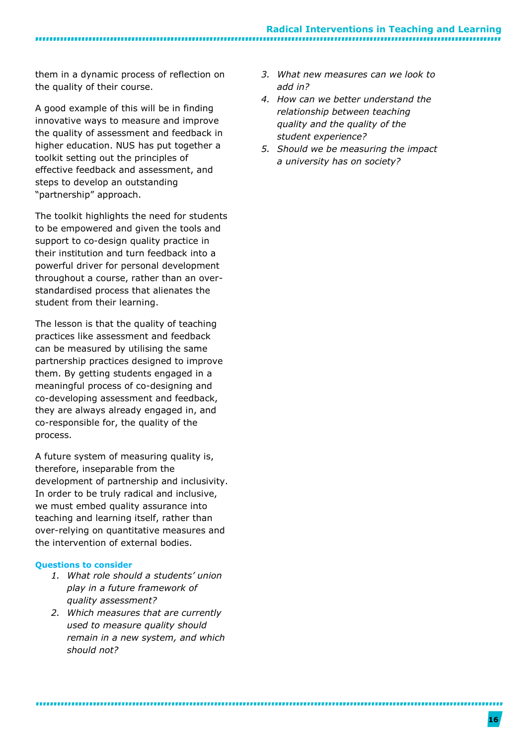them in a dynamic process of reflection on the quality of their course.

A good example of this will be in finding innovative ways to measure and improve the quality of assessment and feedback in higher education. NUS has put together a toolkit setting out the principles of effective feedback and assessment, and steps to develop an outstanding "partnership" approach.

The toolkit highlights the need for students to be empowered and given the tools and support to co-design quality practice in their institution and turn feedback into a powerful driver for personal development throughout a course, rather than an over-standardised process that alienates the student from their learning.

The lesson is that the quality of teaching practices like assessment and feedback can be measured by utilising the same partnership practices designed to improve them. By getting students engaged in a meaningful process of co-designing and co-developing assessment and feedback, they are always already engaged in, and co-responsible for, the quality of the process.

A future system of measuring quality is, therefore, inseparable from the development of partnership and inclusivity. In order to be truly radical and inclusive, we must embed quality assurance into teaching and learning itself, rather than over-relying on quantitative measures and the intervention of external bodies.

### Questions to consider

1. *What role should a students' union play in a future framework of quality assessment?*
2. *Which measures that are currently used to measure quality should remain in a new system, and which should not?*
3. *What new measures can we look to add in?*
4. *How can we better understand the relationship between teaching quality and the quality of the student experience?*
5. *Should we be measuring the impact a university has on society?*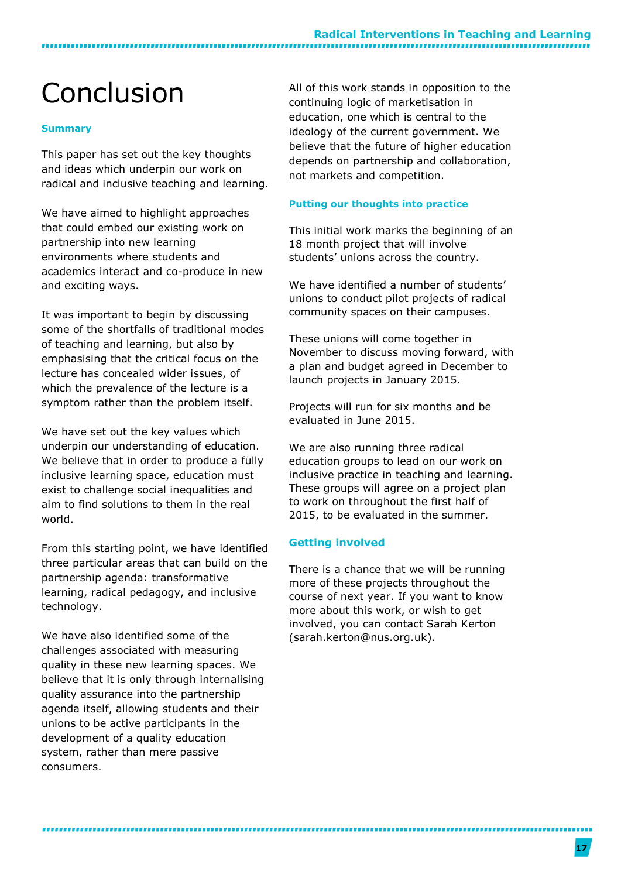# Conclusion

### Summary

This paper has set out the key thoughts and ideas which underpin our work on radical and inclusive teaching and learning.

We have aimed to highlight approaches that could embed our existing work on partnership into new learning environments where students and academics interact and co-produce in new and exciting ways.

It was important to begin by discussing some of the shortfalls of traditional modes of teaching and learning, but also by emphasising that the critical focus on the lecture has concealed wider issues, of which the prevalence of the lecture is a symptom rather than the problem itself.

We have set out the key values which underpin our understanding of education. We believe that in order to produce a fully inclusive learning space, education must exist to challenge social inequalities and aim to find solutions to them in the real world.

From this starting point, we have identified three particular areas that can build on the partnership agenda: transformative learning, radical pedagogy, and inclusive technology.

We have also identified some of the challenges associated with measuring quality in these new learning spaces. We believe that it is only through internalising quality assurance into the partnership agenda itself, allowing students and their unions to be active participants in the development of a quality education system, rather than mere passive consumers.

All of this work stands in opposition to the continuing logic of marketisation in education, one which is central to the ideology of the current government. We believe that the future of higher education depends on partnership and collaboration, not markets and competition.

### Putting our thoughts into practice

This initial work marks the beginning of an 18 month project that will involve students' unions across the country.

We have identified a number of students' unions to conduct pilot projects of radical community spaces on their campuses.

These unions will come together in November to discuss moving forward, with a plan and budget agreed in December to launch projects in January 2015.

Projects will run for six months and be evaluated in June 2015.

We are also running three radical education groups to lead on our work on inclusive practice in teaching and learning. These groups will agree on a project plan to work on throughout the first half of 2015, to be evaluated in the summer.

### Getting involved

There is a chance that we will be running more of these projects throughout the course of next year. If you want to know more about this work, or wish to get involved, you can contact Sarah Kerton (sarah.kerton@nus.org.uk).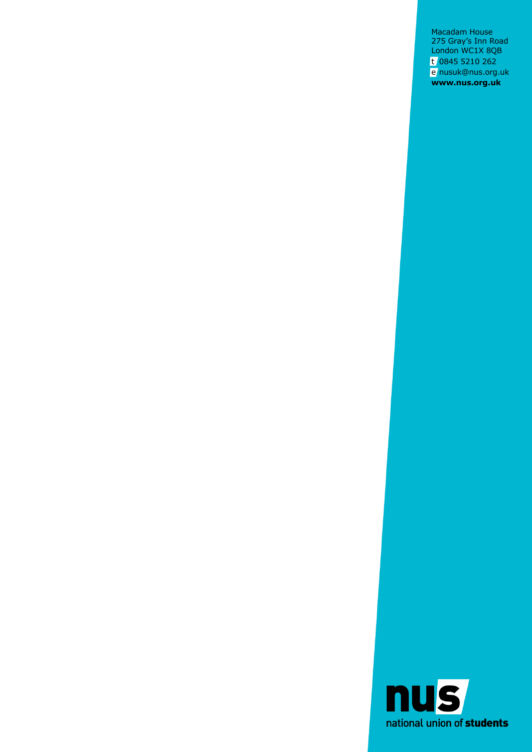Macadam House
275 Gray's Inn Road
London WC1X 8QB
t 0845 5210 262
e nusuk@nus.org.uk
**www.nus.org.uk**

**nus**
national union of **students**